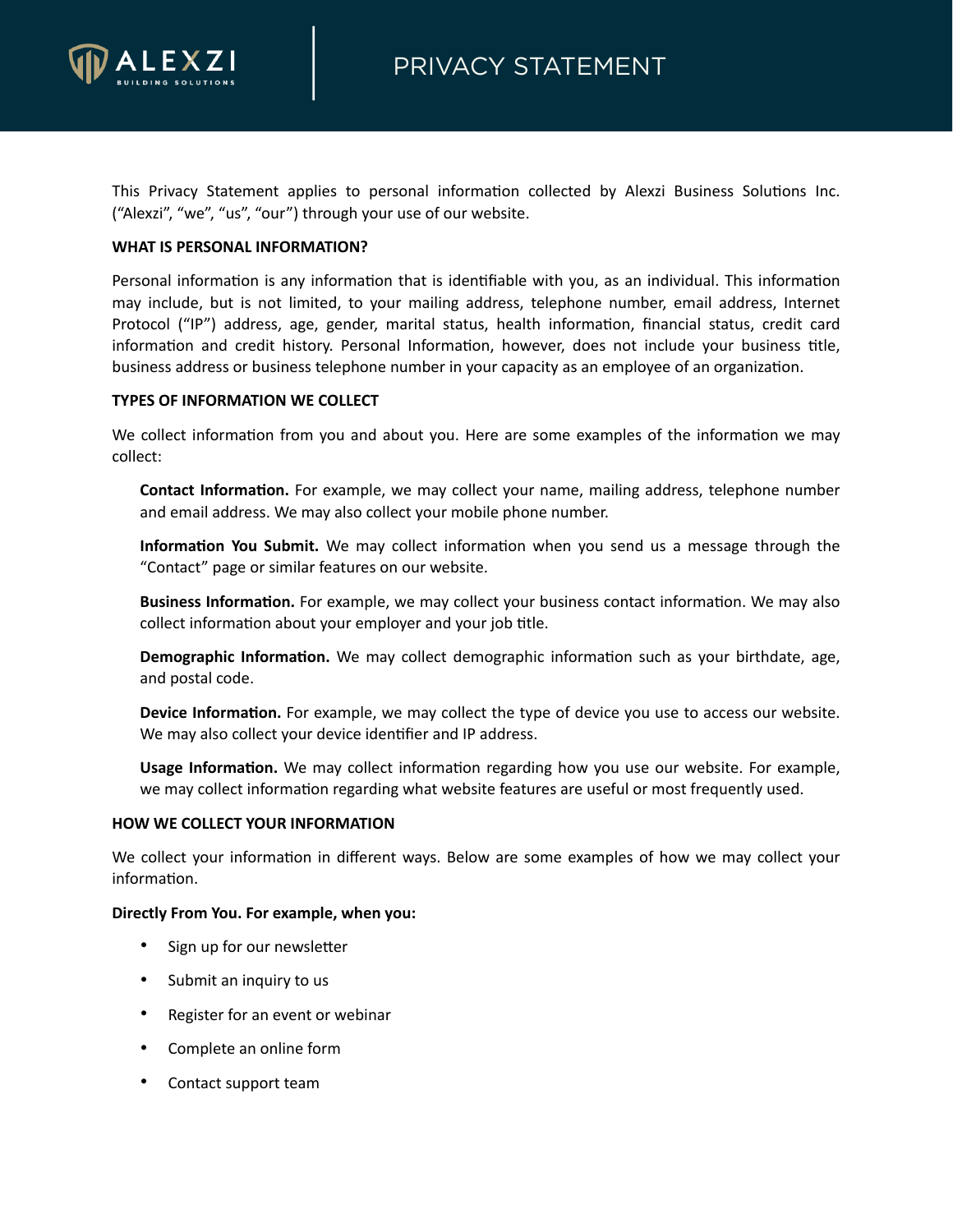# PRIVACY STATEMENT

This Privacy Statement applies to personal information collected by Alexzi Business Solutions Inc. ("Alexzi", "we", "us", "our") through your use of our website.

**WHAT IS PERSONAL INFORMATION?**

Personal information is any information that is identifiable with you, as an individual. This information may include, but is not limited, to your mailing address, telephone number, email address, Internet Protocol ("IP") address, age, gender, marital status, health information, financial status, credit card information and credit history. Personal Information, however, does not include your business title, business address or business telephone number in your capacity as an employee of an organization.

**TYPES OF INFORMATION WE COLLECT**

We collect information from you and about you. Here are some examples of the information we may collect:

**Contact Information.** For example, we may collect your name, mailing address, telephone number and email address. We may also collect your mobile phone number.

**Information You Submit.** We may collect information when you send us a message through the "Contact" page or similar features on our website.

**Business Information.** For example, we may collect your business contact information. We may also collect information about your employer and your job title.

**Demographic Information.** We may collect demographic information such as your birthdate, age, and postal code.

**Device Information.** For example, we may collect the type of device you use to access our website. We may also collect your device identifier and IP address.

**Usage Information.** We may collect information regarding how you use our website. For example, we may collect information regarding what website features are useful or most frequently used.

**HOW WE COLLECT YOUR INFORMATION**

We collect your information in different ways. Below are some examples of how we may collect your information.

**Directly From You. For example, when you:**

- Sign up for our newsletter
- Submit an inquiry to us
- Register for an event or webinar
- Complete an online form
- Contact support team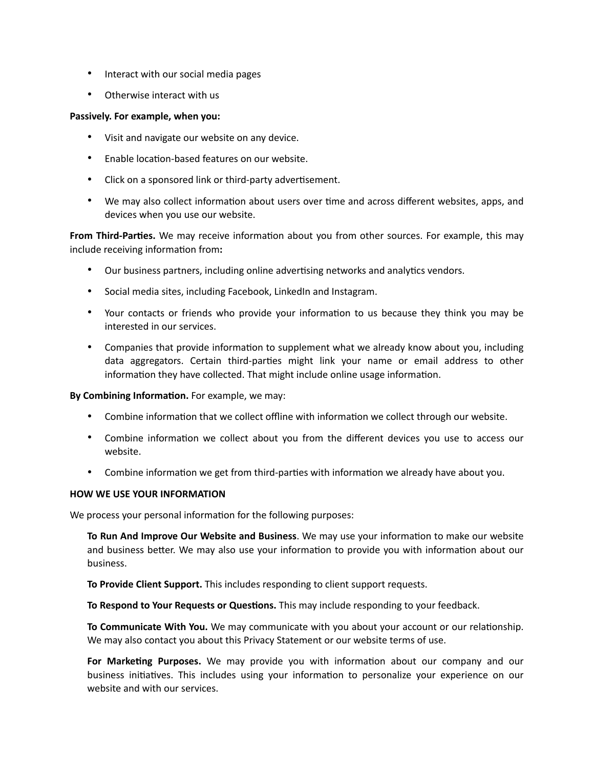- Interact with our social media pages
- Otherwise interact with us

**Passively. For example, when you:**

- Visit and navigate our website on any device.
- Enable location-based features on our website.
- Click on a sponsored link or third-party advertisement.
- We may also collect information about users over time and across different websites, apps, and devices when you use our website.

**From Third-Parties.** We may receive information about you from other sources. For example, this may include receiving information from**:**

- Our business partners, including online advertising networks and analytics vendors.
- Social media sites, including Facebook, LinkedIn and Instagram.
- Your contacts or friends who provide your information to us because they think you may be interested in our services.
- Companies that provide information to supplement what we already know about you, including data aggregators. Certain third-parties might link your name or email address to other information they have collected. That might include online usage information.

**By Combining Information.** For example, we may:

- Combine information that we collect offline with information we collect through our website.
- Combine information we collect about you from the different devices you use to access our website.
- Combine information we get from third-parties with information we already have about you.

**HOW WE USE YOUR INFORMATION**

We process your personal information for the following purposes:

**To Run And Improve Our Website and Business**. We may use your information to make our website and business better. We may also use your information to provide you with information about our business.

**To Provide Client Support.** This includes responding to client support requests.

**To Respond to Your Requests or Questions.** This may include responding to your feedback.

**To Communicate With You.** We may communicate with you about your account or our relationship. We may also contact you about this Privacy Statement or our website terms of use.

**For Marketing Purposes.** We may provide you with information about our company and our business initiatives. This includes using your information to personalize your experience on our website and with our services.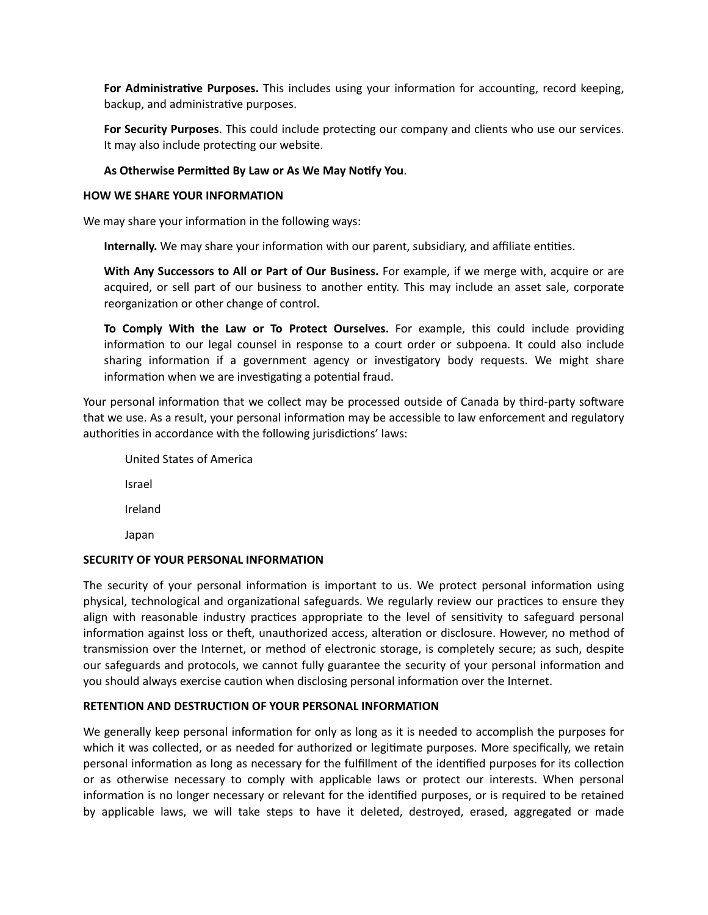**For Administrative Purposes.** This includes using your information for accounting, record keeping, backup, and administrative purposes.

**For Security Purposes**. This could include protecting our company and clients who use our services. It may also include protecting our website.

**As Otherwise Permitted By Law or As We May Notify You**.

**HOW WE SHARE YOUR INFORMATION**

We may share your information in the following ways:

**Internally.** We may share your information with our parent, subsidiary, and affiliate entities.

**With Any Successors to All or Part of Our Business.** For example, if we merge with, acquire or are acquired, or sell part of our business to another entity. This may include an asset sale, corporate reorganization or other change of control.

**To Comply With the Law or To Protect Ourselves.** For example, this could include providing information to our legal counsel in response to a court order or subpoena. It could also include sharing information if a government agency or investigatory body requests. We might share information when we are investigating a potential fraud.

Your personal information that we collect may be processed outside of Canada by third-party software that we use. As a result, your personal information may be accessible to law enforcement and regulatory authorities in accordance with the following jurisdictions' laws:

United States of America

Israel

Ireland

Japan

**SECURITY OF YOUR PERSONAL INFORMATION**

The security of your personal information is important to us. We protect personal information using physical, technological and organizational safeguards. We regularly review our practices to ensure they align with reasonable industry practices appropriate to the level of sensitivity to safeguard personal information against loss or theft, unauthorized access, alteration or disclosure. However, no method of transmission over the Internet, or method of electronic storage, is completely secure; as such, despite our safeguards and protocols, we cannot fully guarantee the security of your personal information and you should always exercise caution when disclosing personal information over the Internet.

**RETENTION AND DESTRUCTION OF YOUR PERSONAL INFORMATION**

We generally keep personal information for only as long as it is needed to accomplish the purposes for which it was collected, or as needed for authorized or legitimate purposes. More specifically, we retain personal information as long as necessary for the fulfillment of the identified purposes for its collection or as otherwise necessary to comply with applicable laws or protect our interests. When personal information is no longer necessary or relevant for the identified purposes, or is required to be retained by applicable laws, we will take steps to have it deleted, destroyed, erased, aggregated or made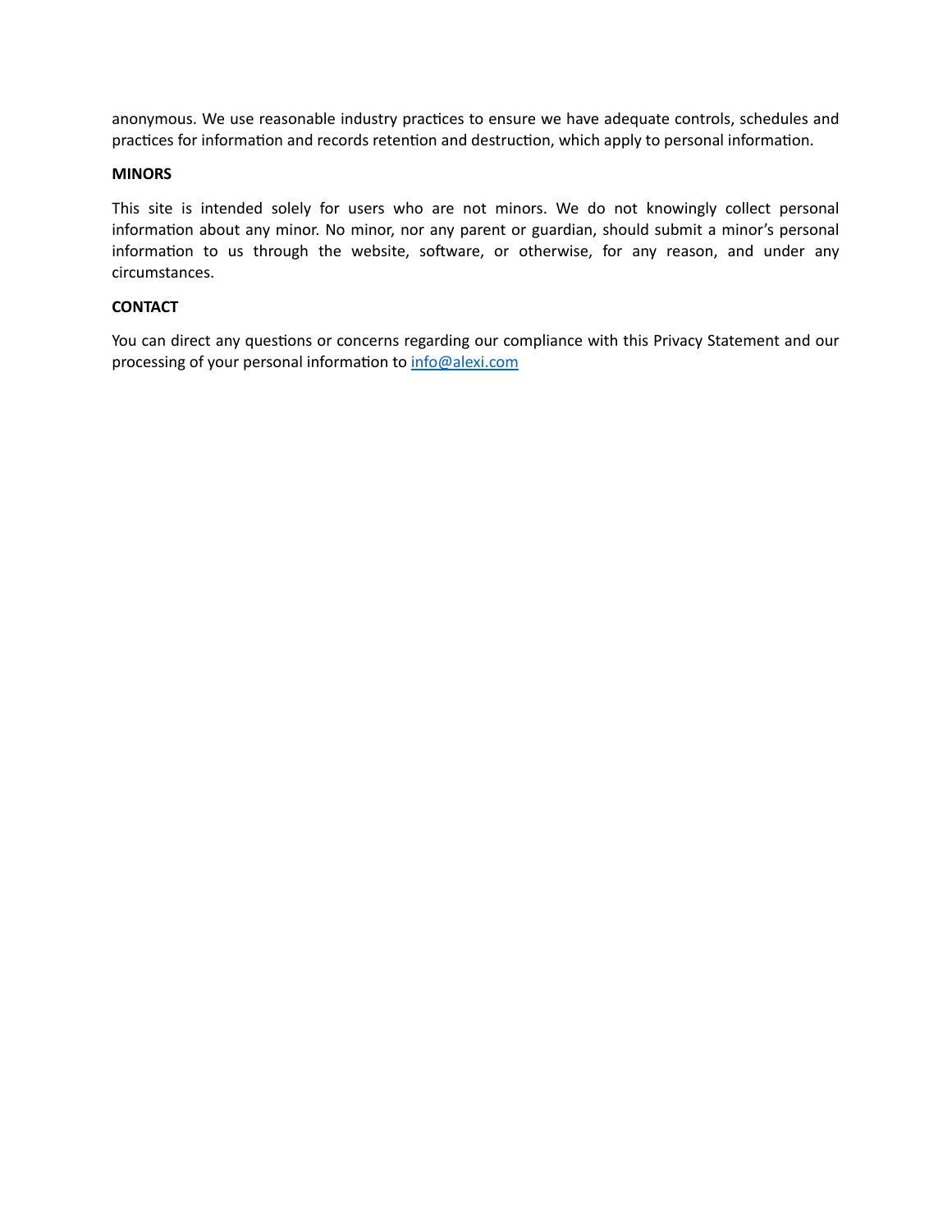anonymous. We use reasonable industry practices to ensure we have adequate controls, schedules and practices for information and records retention and destruction, which apply to personal information.

**MINORS**

This site is intended solely for users who are not minors. We do not knowingly collect personal information about any minor. No minor, nor any parent or guardian, should submit a minor's personal information to us through the website, software, or otherwise, for any reason, and under any circumstances.

**CONTACT**

You can direct any questions or concerns regarding our compliance with this Privacy Statement and our processing of your personal information to [info@alexi.com](mailto:info@alexi.com)